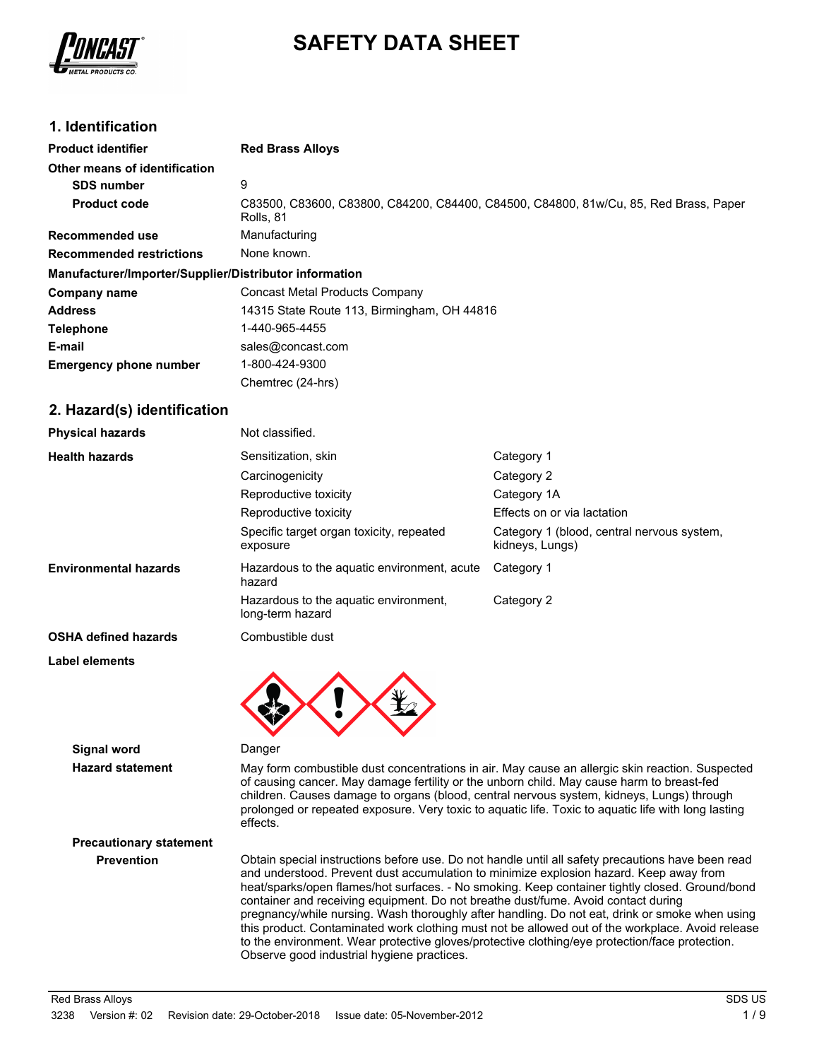# SAFETY DATA SHEET

## 1. Identification

| | |
|---|---|
| **Product identifier** | **Red Brass Alloys** |
| **Other means of identification** | |
| **SDS number** | 9 |
| **Product code** | C83500, C83600, C83800, C84200, C84400, C84500, C84800, 81w/Cu, 85, Red Brass, Paper Rolls, 81 |
| **Recommended use** | Manufacturing |
| **Recommended restrictions** | None known. |

**Manufacturer/Importer/Supplier/Distributor information**

| | |
|---|---|
| **Company name** | Concast Metal Products Company |
| **Address** | 14315 State Route 113, Birmingham, OH 44816 |
| **Telephone** | 1-440-965-4455 |
| **E-mail** | sales@concast.com |
| **Emergency phone number** | 1-800-424-9300<br>Chemtrec (24-hrs) |

## 2. Hazard(s) identification

| | | |
|---|---|---|
| **Physical hazards** | Not classified. | |
| **Health hazards** | Sensitization, skin | Category 1 |
| | Carcinogenicity | Category 2 |
| | Reproductive toxicity | Category 1A |
| | Reproductive toxicity | Effects on or via lactation |
| | Specific target organ toxicity, repeated exposure | Category 1 (blood, central nervous system, kidneys, Lungs) |
| **Environmental hazards** | Hazardous to the aquatic environment, acute hazard | Category 1 |
| | Hazardous to the aquatic environment, long-term hazard | Category 2 |
| **OSHA defined hazards** | Combustible dust | |

**Label elements**

**Signal word** Danger

**Hazard statement** May form combustible dust concentrations in air. May cause an allergic skin reaction. Suspected of causing cancer. May damage fertility or the unborn child. May cause harm to breast-fed children. Causes damage to organs (blood, central nervous system, kidneys, Lungs) through prolonged or repeated exposure. Very toxic to aquatic life. Toxic to aquatic life with long lasting effects.

**Precautionary statement**

**Prevention** Obtain special instructions before use. Do not handle until all safety precautions have been read and understood. Prevent dust accumulation to minimize explosion hazard. Keep away from heat/sparks/open flames/hot surfaces. - No smoking. Keep container tightly closed. Ground/bond container and receiving equipment. Do not breathe dust/fume. Avoid contact during pregnancy/while nursing. Wash thoroughly after handling. Do not eat, drink or smoke when using this product. Contaminated work clothing must not be allowed out of the workplace. Avoid release to the environment. Wear protective gloves/protective clothing/eye protection/face protection. Observe good industrial hygiene practices.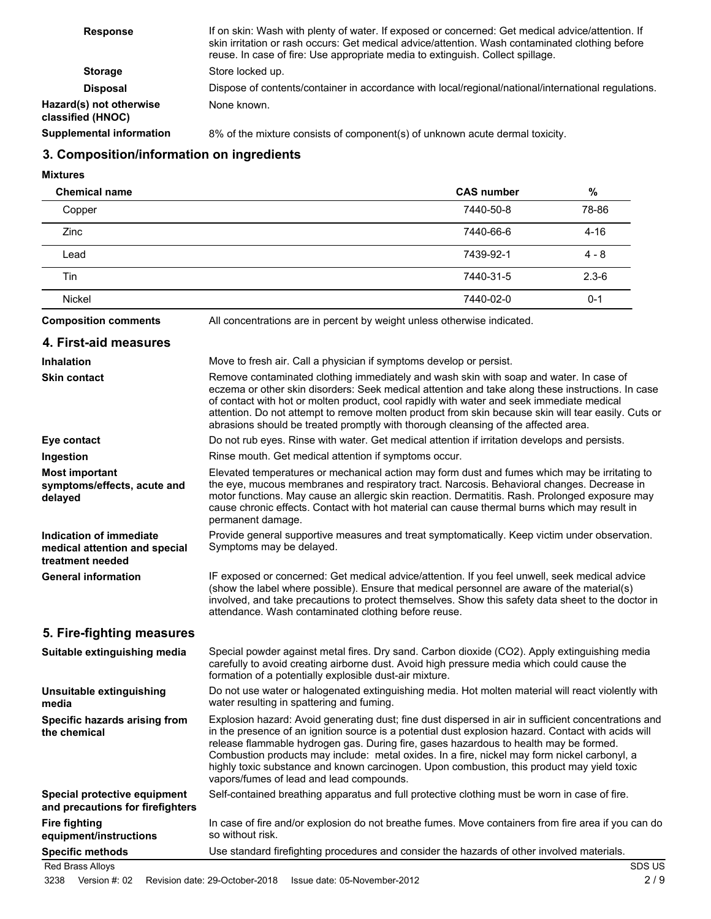**Response**

If on skin: Wash with plenty of water. If exposed or concerned: Get medical advice/attention. If skin irritation or rash occurs: Get medical advice/attention. Wash contaminated clothing before reuse. In case of fire: Use appropriate media to extinguish. Collect spillage.

**Storage**

Store locked up.

**Disposal**

Dispose of contents/container in accordance with local/regional/national/international regulations.

**Hazard(s) not otherwise classified (HNOC)**

None known.

**Supplemental information**

8% of the mixture consists of component(s) of unknown acute dermal toxicity.

## 3. Composition/information on ingredients

**Mixtures**

| Chemical name | CAS number | % |
|---|---|---|
| Copper | 7440-50-8 | 78-86 |
| Zinc | 7440-66-6 | 4-16 |
| Lead | 7439-92-1 | 4 - 8 |
| Tin | 7440-31-5 | 2.3-6 |
| Nickel | 7440-02-0 | 0-1 |

**Composition comments**

All concentrations are in percent by weight unless otherwise indicated.

## 4. First-aid measures

**Inhalation**

Move to fresh air. Call a physician if symptoms develop or persist.

**Skin contact**

Remove contaminated clothing immediately and wash skin with soap and water. In case of eczema or other skin disorders: Seek medical attention and take along these instructions. In case of contact with hot or molten product, cool rapidly with water and seek immediate medical attention. Do not attempt to remove molten product from skin because skin will tear easily. Cuts or abrasions should be treated promptly with thorough cleansing of the affected area.

**Eye contact**

Do not rub eyes. Rinse with water. Get medical attention if irritation develops and persists.

**Ingestion**

Rinse mouth. Get medical attention if symptoms occur.

**Most important symptoms/effects, acute and delayed**

Elevated temperatures or mechanical action may form dust and fumes which may be irritating to the eye, mucous membranes and respiratory tract. Narcosis. Behavioral changes. Decrease in motor functions. May cause an allergic skin reaction. Dermatitis. Rash. Prolonged exposure may cause chronic effects. Contact with hot material can cause thermal burns which may result in permanent damage.

**Indication of immediate medical attention and special treatment needed**

Provide general supportive measures and treat symptomatically. Keep victim under observation. Symptoms may be delayed.

**General information**

IF exposed or concerned: Get medical advice/attention. If you feel unwell, seek medical advice (show the label where possible). Ensure that medical personnel are aware of the material(s) involved, and take precautions to protect themselves. Show this safety data sheet to the doctor in attendance. Wash contaminated clothing before reuse.

## 5. Fire-fighting measures

**Suitable extinguishing media**

Special powder against metal fires. Dry sand. Carbon dioxide ($CO_2$). Apply extinguishing media carefully to avoid creating airborne dust. Avoid high pressure media which could cause the formation of a potentially explosible dust-air mixture.

**Unsuitable extinguishing media**

Do not use water or halogenated extinguishing media. Hot molten material will react violently with water resulting in spattering and fuming.

**Specific hazards arising from the chemical**

Explosion hazard: Avoid generating dust; fine dust dispersed in air in sufficient concentrations and in the presence of an ignition source is a potential dust explosion hazard. Contact with acids will release flammable hydrogen gas. During fire, gases hazardous to health may be formed. Combustion products may include: metal oxides. In a fire, nickel may form nickel carbonyl, a highly toxic substance and known carcinogen. Upon combustion, this product may yield toxic vapors/fumes of lead and lead compounds.

**Special protective equipment and precautions for firefighters**

Self-contained breathing apparatus and full protective clothing must be worn in case of fire.

**Fire fighting equipment/instructions**

In case of fire and/or explosion do not breathe fumes. Move containers from fire area if you can do so without risk.

**Specific methods**

Use standard firefighting procedures and consider the hazards of other involved materials.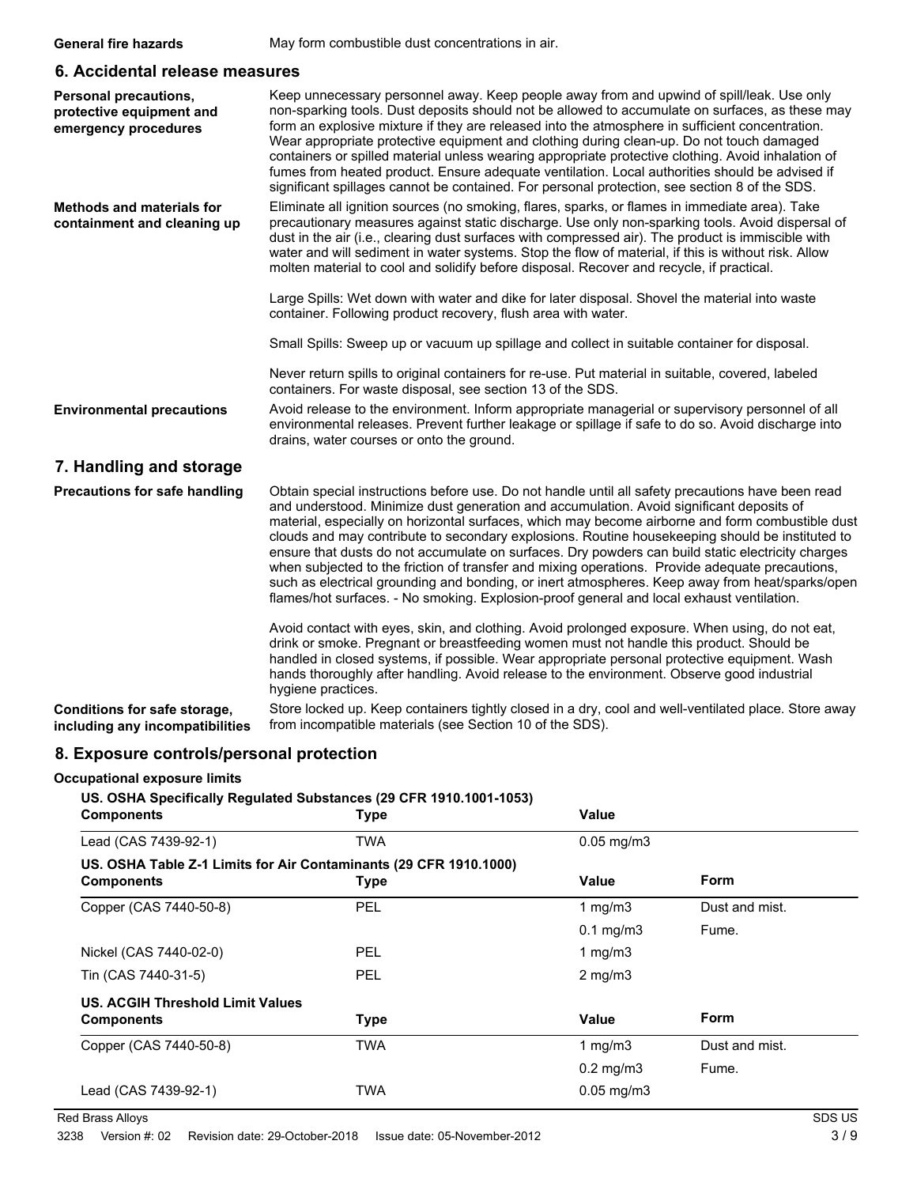**General fire hazards** May form combustible dust concentrations in air.

## 6. Accidental release measures

**Personal precautions, protective equipment and emergency procedures**

Keep unnecessary personnel away. Keep people away from and upwind of spill/leak. Use only non-sparking tools. Dust deposits should not be allowed to accumulate on surfaces, as these may form an explosive mixture if they are released into the atmosphere in sufficient concentration. Wear appropriate protective equipment and clothing during clean-up. Do not touch damaged containers or spilled material unless wearing appropriate protective clothing. Avoid inhalation of fumes from heated product. Ensure adequate ventilation. Local authorities should be advised if significant spillages cannot be contained. For personal protection, see section 8 of the SDS.

**Methods and materials for containment and cleaning up**

Eliminate all ignition sources (no smoking, flares, sparks, or flames in immediate area). Take precautionary measures against static discharge. Use only non-sparking tools. Avoid dispersal of dust in the air (i.e., clearing dust surfaces with compressed air). The product is immiscible with water and will sediment in water systems. Stop the flow of material, if this is without risk. Allow molten material to cool and solidify before disposal. Recover and recycle, if practical.

Large Spills: Wet down with water and dike for later disposal. Shovel the material into waste container. Following product recovery, flush area with water.

Small Spills: Sweep up or vacuum up spillage and collect in suitable container for disposal.

Never return spills to original containers for re-use. Put material in suitable, covered, labeled containers. For waste disposal, see section 13 of the SDS.

**Environmental precautions**

Avoid release to the environment. Inform appropriate managerial or supervisory personnel of all environmental releases. Prevent further leakage or spillage if safe to do so. Avoid discharge into drains, water courses or onto the ground.

## 7. Handling and storage

**Precautions for safe handling**

Obtain special instructions before use. Do not handle until all safety precautions have been read and understood. Minimize dust generation and accumulation. Avoid significant deposits of material, especially on horizontal surfaces, which may become airborne and form combustible dust clouds and may contribute to secondary explosions. Routine housekeeping should be instituted to ensure that dusts do not accumulate on surfaces. Dry powders can build static electricity charges when subjected to the friction of transfer and mixing operations. Provide adequate precautions, such as electrical grounding and bonding, or inert atmospheres. Keep away from heat/sparks/open flames/hot surfaces. - No smoking. Explosion-proof general and local exhaust ventilation.

Avoid contact with eyes, skin, and clothing. Avoid prolonged exposure. When using, do not eat, drink or smoke. Pregnant or breastfeeding women must not handle this product. Should be handled in closed systems, if possible. Wear appropriate personal protective equipment. Wash hands thoroughly after handling. Avoid release to the environment. Observe good industrial hygiene practices.

**Conditions for safe storage, including any incompatibilities**

Store locked up. Keep containers tightly closed in a dry, cool and well-ventilated place. Store away from incompatible materials (see Section 10 of the SDS).

## 8. Exposure controls/personal protection

**Occupational exposure limits**

**US. OSHA Specifically Regulated Substances (29 CFR 1910.1001-1053)**

| Components | Type | Value |
|---|---|---|
| Lead (CAS 7439-92-1) | TWA | 0.05 mg/m3 |

**US. OSHA Table Z-1 Limits for Air Contaminants (29 CFR 1910.1000)**

| Components | Type | Value | Form |
|---|---|---|---|
| Copper (CAS 7440-50-8) | PEL | 1 mg/m3 | Dust and mist. |
| | | 0.1 mg/m3 | Fume. |
| Nickel (CAS 7440-02-0) | PEL | 1 mg/m3 | |
| Tin (CAS 7440-31-5) | PEL | 2 mg/m3 | |

**US. ACGIH Threshold Limit Values**

| Components | Type | Value | Form |
|---|---|---|---|
| Copper (CAS 7440-50-8) | TWA | 1 mg/m3 | Dust and mist. |
| | | 0.2 mg/m3 | Fume. |
| Lead (CAS 7439-92-1) | TWA | 0.05 mg/m3 | |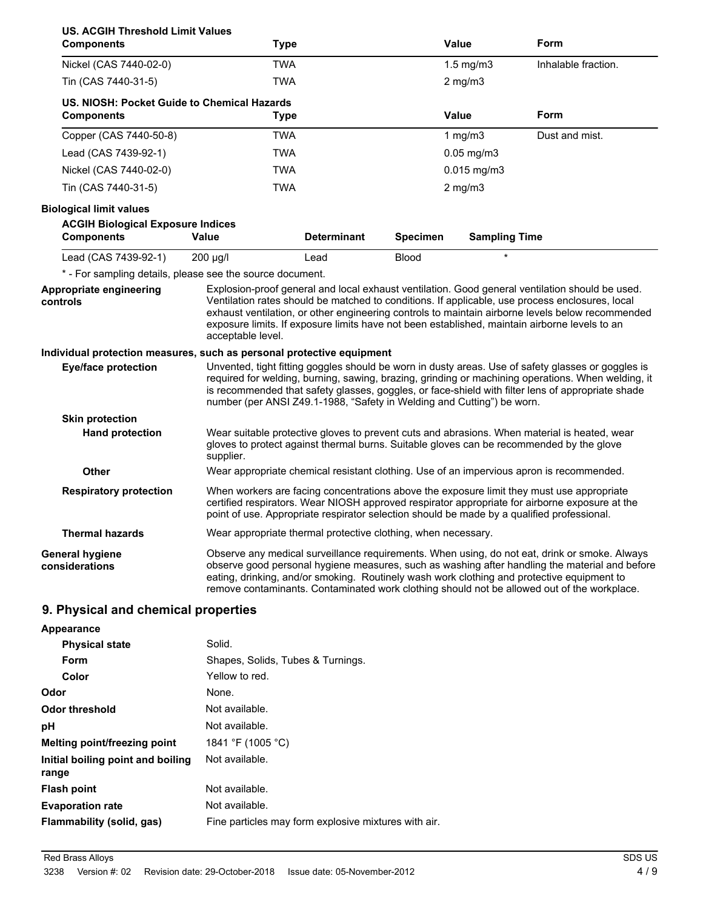**US. ACGIH Threshold Limit Values**

| Components | Type | Value | Form |
|---|---|---|---|
| Nickel (CAS 7440-02-0) | TWA | 1.5 mg/m3 | Inhalable fraction. |
| Tin (CAS 7440-31-5) | TWA | 2 mg/m3 | |

**US. NIOSH: Pocket Guide to Chemical Hazards**

| Components | Type | Value | Form |
|---|---|---|---|
| Copper (CAS 7440-50-8) | TWA | 1 mg/m3 | Dust and mist. |
| Lead (CAS 7439-92-1) | TWA | 0.05 mg/m3 | |
| Nickel (CAS 7440-02-0) | TWA | 0.015 mg/m3 | |
| Tin (CAS 7440-31-5) | TWA | 2 mg/m3 | |

**Biological limit values**

**ACGIH Biological Exposure Indices**

| Components | Value | Determinant | Specimen | Sampling Time |
|---|---|---|---|---|
| Lead (CAS 7439-92-1) | 200 µg/l | Lead | Blood | * |

* - For sampling details, please see the source document.

**Appropriate engineering controls**
Explosion-proof general and local exhaust ventilation. Good general ventilation should be used. Ventilation rates should be matched to conditions. If applicable, use process enclosures, local exhaust ventilation, or other engineering controls to maintain airborne levels below recommended exposure limits. If exposure limits have not been established, maintain airborne levels to an acceptable level.

**Individual protection measures, such as personal protective equipment**

**Eye/face protection**
Unvented, tight fitting goggles should be worn in dusty areas. Use of safety glasses or goggles is required for welding, burning, sawing, brazing, grinding or machining operations. When welding, it is recommended that safety glasses, goggles, or face-shield with filter lens of appropriate shade number (per ANSI Z49.1-1988, "Safety in Welding and Cutting") be worn.

**Skin protection**

**Hand protection**
Wear suitable protective gloves to prevent cuts and abrasions. When material is heated, wear gloves to protect against thermal burns. Suitable gloves can be recommended by the glove supplier.

**Other**
Wear appropriate chemical resistant clothing. Use of an impervious apron is recommended.

**Respiratory protection**
When workers are facing concentrations above the exposure limit they must use appropriate certified respirators. Wear NIOSH approved respirator appropriate for airborne exposure at the point of use. Appropriate respirator selection should be made by a qualified professional.

**Thermal hazards**
Wear appropriate thermal protective clothing, when necessary.

**General hygiene considerations**
Observe any medical surveillance requirements. When using, do not eat, drink or smoke. Always observe good personal hygiene measures, such as washing after handling the material and before eating, drinking, and/or smoking. Routinely wash work clothing and protective equipment to remove contaminants. Contaminated work clothing should not be allowed out of the workplace.

## 9. Physical and chemical properties

**Appearance**

| | |
|---|---|
| **Physical state** | Solid. |
| **Form** | Shapes, Solids, Tubes & Turnings. |
| **Color** | Yellow to red. |
| **Odor** | None. |
| **Odor threshold** | Not available. |
| **pH** | Not available. |
| **Melting point/freezing point** | 1841 °F (1005 °C) |
| **Initial boiling point and boiling range** | Not available. |
| **Flash point** | Not available. |
| **Evaporation rate** | Not available. |
| **Flammability (solid, gas)** | Fine particles may form explosive mixtures with air. |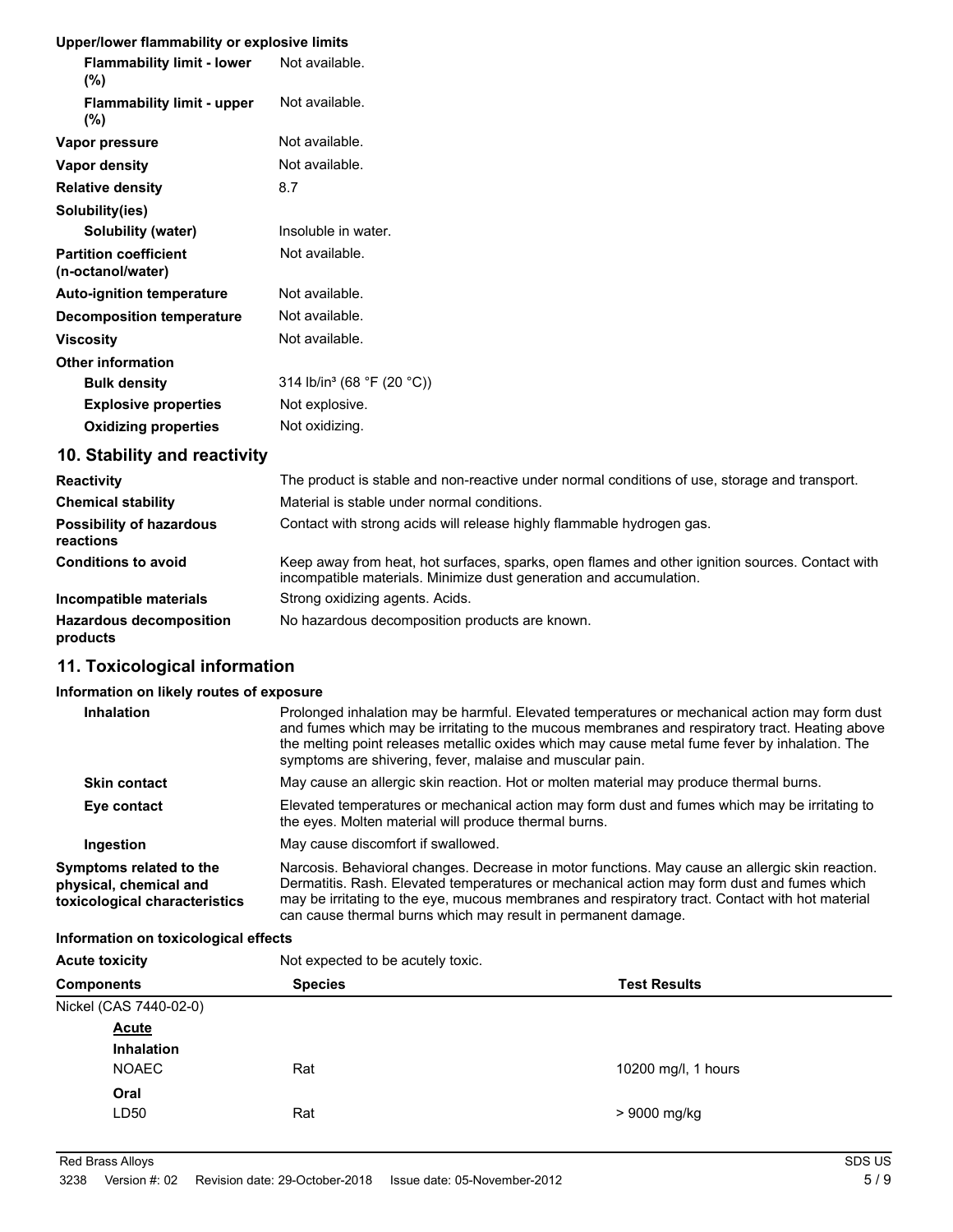**Upper/lower flammability or explosive limits**

| | |
|---|---|
| **Flammability limit - lower (%)** | Not available. |
| **Flammability limit - upper (%)** | Not available. |
| **Vapor pressure** | Not available. |
| **Vapor density** | Not available. |
| **Relative density** | 8.7 |
| **Solubility(ies)** | |
| **Solubility (water)** | Insoluble in water. |
| **Partition coefficient (n-octanol/water)** | Not available. |
| **Auto-ignition temperature** | Not available. |
| **Decomposition temperature** | Not available. |
| **Viscosity** | Not available. |
| **Other information** | |
| **Bulk density** | 314 lb/in³ (68 °F (20 °C)) |
| **Explosive properties** | Not explosive. |
| **Oxidizing properties** | Not oxidizing. |

## 10. Stability and reactivity

| | |
|---|---|
| **Reactivity** | The product is stable and non-reactive under normal conditions of use, storage and transport. |
| **Chemical stability** | Material is stable under normal conditions. |
| **Possibility of hazardous reactions** | Contact with strong acids will release highly flammable hydrogen gas. |
| **Conditions to avoid** | Keep away from heat, hot surfaces, sparks, open flames and other ignition sources. Contact with incompatible materials. Minimize dust generation and accumulation. |
| **Incompatible materials** | Strong oxidizing agents. Acids. |
| **Hazardous decomposition products** | No hazardous decomposition products are known. |

## 11. Toxicological information

**Information on likely routes of exposure**

| | |
|---|---|
| **Inhalation** | Prolonged inhalation may be harmful. Elevated temperatures or mechanical action may form dust and fumes which may be irritating to the mucous membranes and respiratory tract. Heating above the melting point releases metallic oxides which may cause metal fume fever by inhalation. The symptoms are shivering, fever, malaise and muscular pain. |
| **Skin contact** | May cause an allergic skin reaction. Hot or molten material may produce thermal burns. |
| **Eye contact** | Elevated temperatures or mechanical action may form dust and fumes which may be irritating to the eyes. Molten material will produce thermal burns. |
| **Ingestion** | May cause discomfort if swallowed. |
| **Symptoms related to the physical, chemical and toxicological characteristics** | Narcosis. Behavioral changes. Decrease in motor functions. May cause an allergic skin reaction. Dermatitis. Rash. Elevated temperatures or mechanical action may form dust and fumes which may be irritating to the eye, mucous membranes and respiratory tract. Contact with hot material can cause thermal burns which may result in permanent damage. |

**Information on toxicological effects**

**Acute toxicity** Not expected to be acutely toxic.

| Components | Species | Test Results |
|---|---|---|
| Nickel (CAS 7440-02-0) | | |
| ***Acute*** | | |
| **Inhalation** | | |
| NOAEC | Rat | 10200 mg/l, 1 hours |
| **Oral** | | |
| LD50 | Rat | > 9000 mg/kg |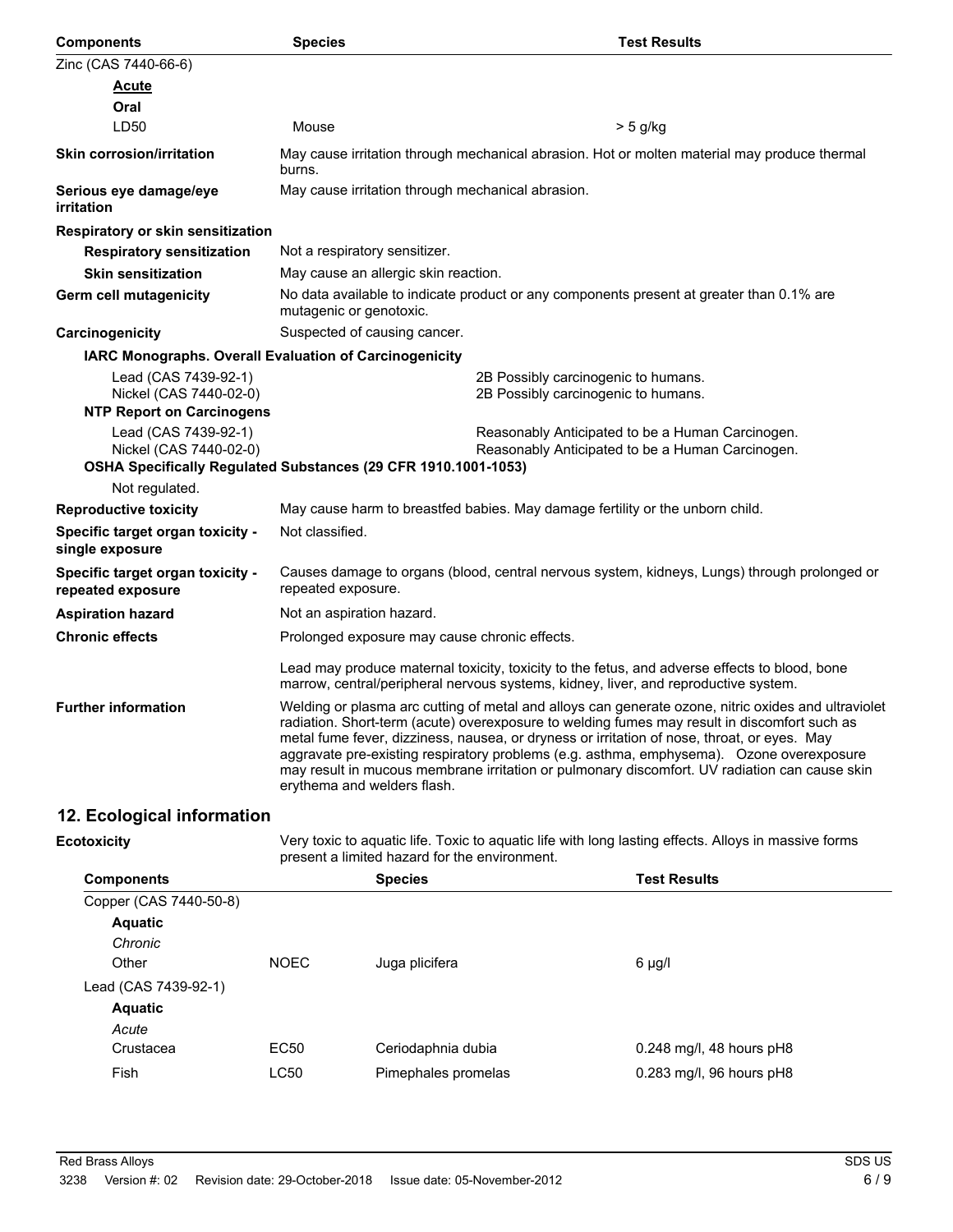| Components | | Species | Test Results |
|---|---|---|---|
| Zinc (CAS 7440-66-6) | | | |
| **Acute** | | | |
| **Oral** | | | |
| LD50 | | Mouse | > 5 g/kg |

**Skin corrosion/irritation** May cause irritation through mechanical abrasion. Hot or molten material may produce thermal burns.

**Serious eye damage/eye irritation** May cause irritation through mechanical abrasion.

**Respiratory or skin sensitization**

**Respiratory sensitization** Not a respiratory sensitizer.

**Skin sensitization** May cause an allergic skin reaction.

**Germ cell mutagenicity** No data available to indicate product or any components present at greater than 0.1% are mutagenic or genotoxic.

**Carcinogenicity** Suspected of causing cancer.

**IARC Monographs. Overall Evaluation of Carcinogenicity**

| | |
|---|---|
| Lead (CAS 7439-92-1) | 2B Possibly carcinogenic to humans. |
| Nickel (CAS 7440-02-0) | 2B Possibly carcinogenic to humans. |

**NTP Report on Carcinogens**

| | |
|---|---|
| Lead (CAS 7439-92-1) | Reasonably Anticipated to be a Human Carcinogen. |
| Nickel (CAS 7440-02-0) | Reasonably Anticipated to be a Human Carcinogen. |

**OSHA Specifically Regulated Substances (29 CFR 1910.1001-1053)**

Not regulated.

**Reproductive toxicity** May cause harm to breastfed babies. May damage fertility or the unborn child.

**Specific target organ toxicity - single exposure** Not classified.

**Specific target organ toxicity - repeated exposure** Causes damage to organs (blood, central nervous system, kidneys, Lungs) through prolonged or repeated exposure.

**Aspiration hazard** Not an aspiration hazard.

**Chronic effects** Prolonged exposure may cause chronic effects.

Lead may produce maternal toxicity, toxicity to the fetus, and adverse effects to blood, bone marrow, central/peripheral nervous systems, kidney, liver, and reproductive system.

**Further information** Welding or plasma arc cutting of metal and alloys can generate ozone, nitric oxides and ultraviolet radiation. Short-term (acute) overexposure to welding fumes may result in discomfort such as metal fume fever, dizziness, nausea, or dryness or irritation of nose, throat, or eyes. May aggravate pre-existing respiratory problems (e.g. asthma, emphysema). Ozone overexposure may result in mucous membrane irritation or pulmonary discomfort. UV radiation can cause skin erythema and welders flash.

## 12. Ecological information

**Ecotoxicity** Very toxic to aquatic life. Toxic to aquatic life with long lasting effects. Alloys in massive forms present a limited hazard for the environment.

| Components | | Species | Test Results |
|---|---|---|---|
| Copper (CAS 7440-50-8) | | | |
| **Aquatic** | | | |
| *Chronic* | | | |
| Other | NOEC | Juga plicifera | 6 µg/l |
| Lead (CAS 7439-92-1) | | | |
| **Aquatic** | | | |
| *Acute* | | | |
| Crustacea | EC50 | Ceriodaphnia dubia | 0.248 mg/l, 48 hours pH8 |
| Fish | LC50 | Pimephales promelas | 0.283 mg/l, 96 hours pH8 |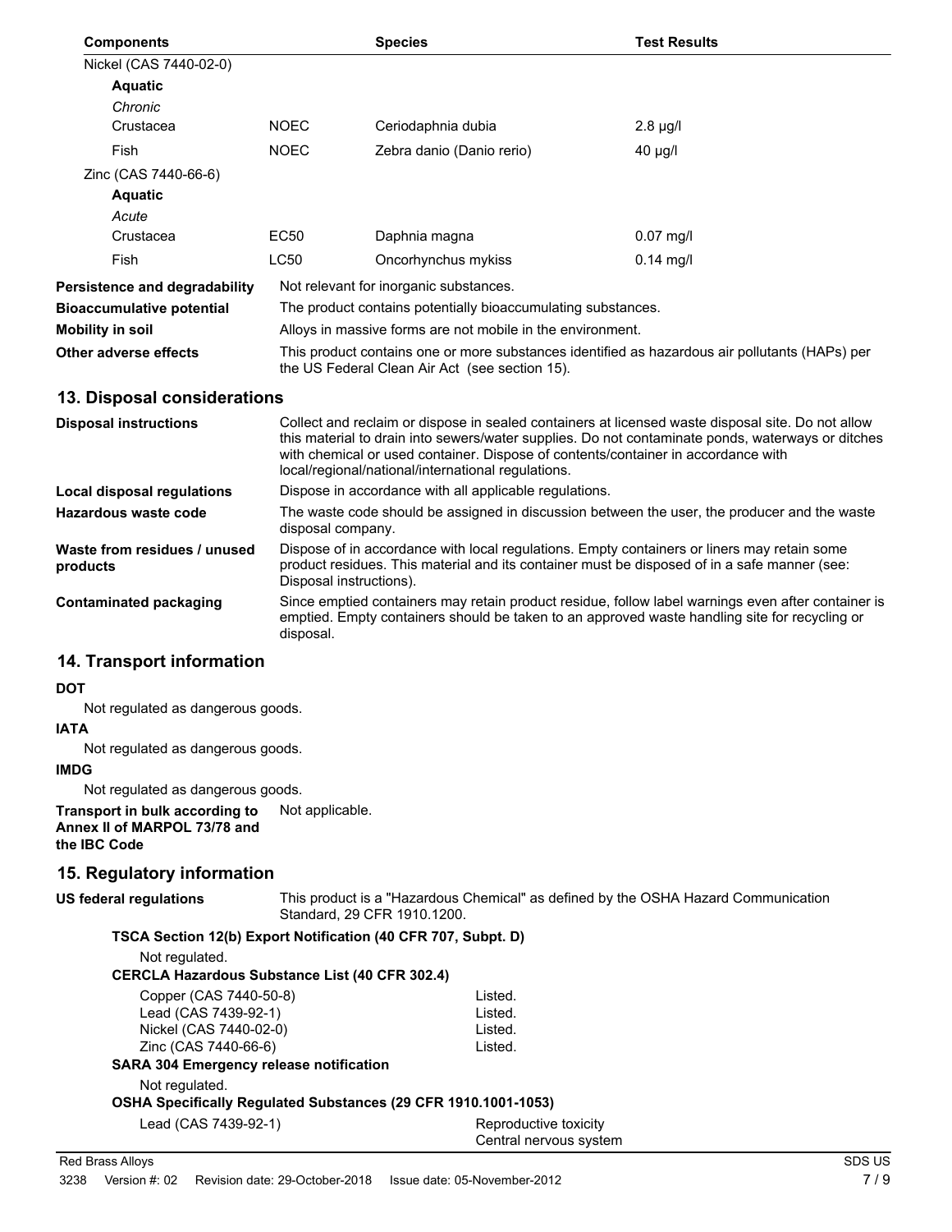| Components | | Species | Test Results |
|---|---|---|---|
| Nickel (CAS 7440-02-0) | | | |
| **Aquatic** | | | |
| *Chronic* | | | |
| Crustacea | NOEC | Ceriodaphnia dubia | 2.8 µg/l |
| Fish | NOEC | Zebra danio (Danio rerio) | 40 µg/l |
| Zinc (CAS 7440-66-6) | | | |
| **Aquatic** | | | |
| *Acute* | | | |
| Crustacea | EC50 | Daphnia magna | 0.07 mg/l |
| Fish | LC50 | Oncorhynchus mykiss | 0.14 mg/l |

**Persistence and degradability** Not relevant for inorganic substances.

**Bioaccumulative potential** The product contains potentially bioaccumulating substances.

**Mobility in soil** Alloys in massive forms are not mobile in the environment.

**Other adverse effects** This product contains one or more substances identified as hazardous air pollutants (HAPs) per the US Federal Clean Air Act (see section 15).

## 13. Disposal considerations

**Disposal instructions** Collect and reclaim or dispose in sealed containers at licensed waste disposal site. Do not allow this material to drain into sewers/water supplies. Do not contaminate ponds, waterways or ditches with chemical or used container. Dispose of contents/container in accordance with local/regional/national/international regulations.

**Local disposal regulations** Dispose in accordance with all applicable regulations.

**Hazardous waste code** The waste code should be assigned in discussion between the user, the producer and the waste disposal company.

**Waste from residues / unused products** Dispose of in accordance with local regulations. Empty containers or liners may retain some product residues. This material and its container must be disposed of in a safe manner (see: Disposal instructions).

**Contaminated packaging** Since emptied containers may retain product residue, follow label warnings even after container is emptied. Empty containers should be taken to an approved waste handling site for recycling or disposal.

## 14. Transport information

**DOT**

Not regulated as dangerous goods.

**IATA**

Not regulated as dangerous goods.

**IMDG**

Not regulated as dangerous goods.

**Transport in bulk according to Annex II of MARPOL 73/78 and the IBC Code** Not applicable.

## 15. Regulatory information

**US federal regulations** This product is a "Hazardous Chemical" as defined by the OSHA Hazard Communication Standard, 29 CFR 1910.1200.

**TSCA Section 12(b) Export Notification (40 CFR 707, Subpt. D)**

Not regulated.

**CERCLA Hazardous Substance List (40 CFR 302.4)**

| | |
|---|---|
| Copper (CAS 7440-50-8) | Listed. |
| Lead (CAS 7439-92-1) | Listed. |
| Nickel (CAS 7440-02-0) | Listed. |
| Zinc (CAS 7440-66-6) | Listed. |

**SARA 304 Emergency release notification**

Not regulated.

**OSHA Specifically Regulated Substances (29 CFR 1910.1001-1053)**

| | |
|---|---|
| Lead (CAS 7439-92-1) | Reproductive toxicity<br>Central nervous system |

Red Brass Alloys

3238 Version #: 02 Revision date: 29-October-2018 Issue date: 05-November-2012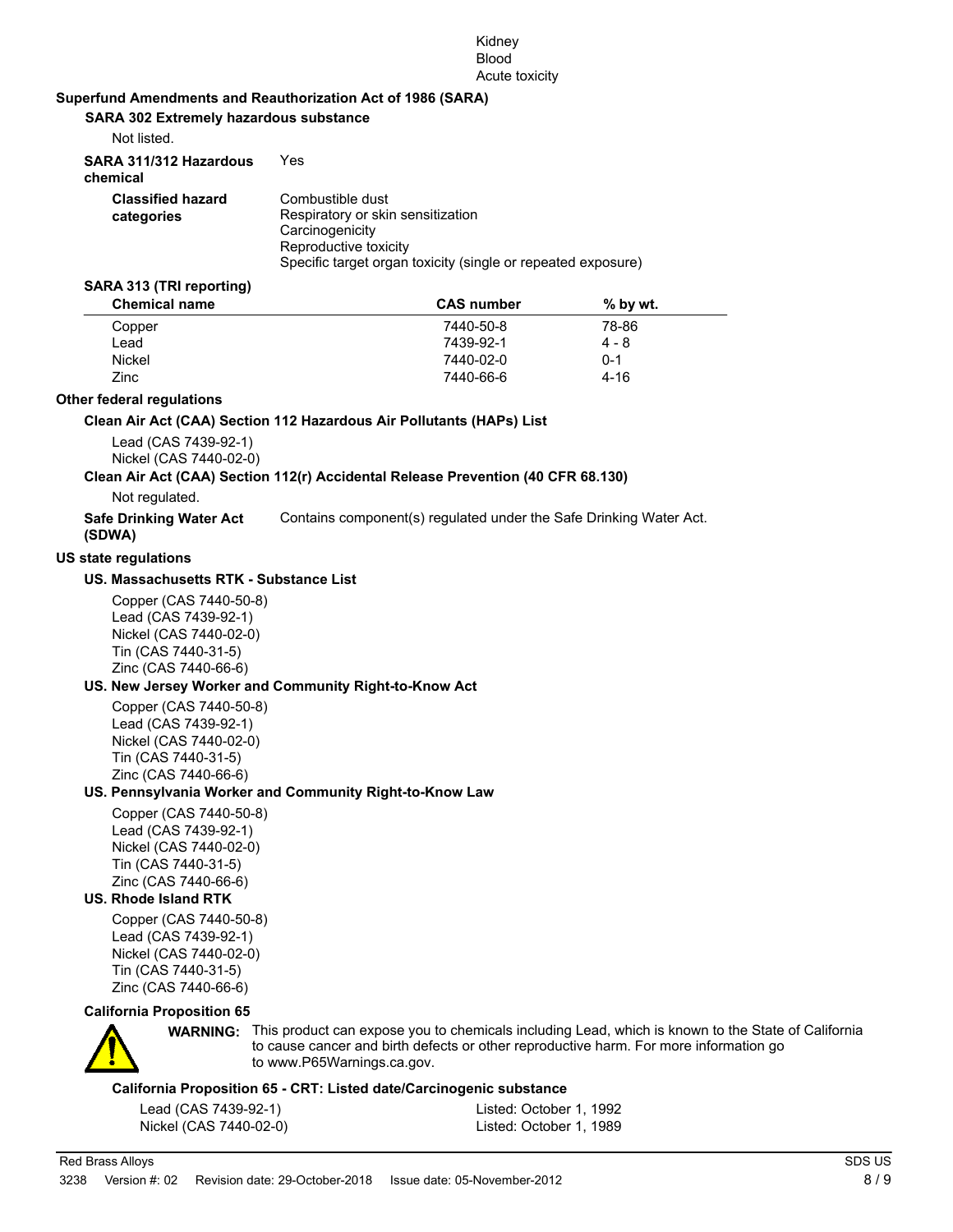Kidney
Blood
Acute toxicity

## Superfund Amendments and Reauthorization Act of 1986 (SARA)

### SARA 302 Extremely hazardous substance

Not listed.

**SARA 311/312 Hazardous chemical** Yes

**Classified hazard categories**
Combustible dust
Respiratory or skin sensitization
Carcinogenicity
Reproductive toxicity
Specific target organ toxicity (single or repeated exposure)

### SARA 313 (TRI reporting)

| Chemical name | CAS number | % by wt. |
|---|---|---|
| Copper | 7440-50-8 | 78-86 |
| Lead | 7439-92-1 | 4 - 8 |
| Nickel | 7440-02-0 | 0-1 |
| Zinc | 7440-66-6 | 4-16 |

## Other federal regulations

### Clean Air Act (CAA) Section 112 Hazardous Air Pollutants (HAPs) List

Lead (CAS 7439-92-1)
Nickel (CAS 7440-02-0)

### Clean Air Act (CAA) Section 112(r) Accidental Release Prevention (40 CFR 68.130)

Not regulated.

**Safe Drinking Water Act (SDWA)** Contains component(s) regulated under the Safe Drinking Water Act.

## US state regulations

### US. Massachusetts RTK - Substance List

Copper (CAS 7440-50-8)
Lead (CAS 7439-92-1)
Nickel (CAS 7440-02-0)
Tin (CAS 7440-31-5)
Zinc (CAS 7440-66-6)

### US. New Jersey Worker and Community Right-to-Know Act

Copper (CAS 7440-50-8)
Lead (CAS 7439-92-1)
Nickel (CAS 7440-02-0)
Tin (CAS 7440-31-5)
Zinc (CAS 7440-66-6)

### US. Pennsylvania Worker and Community Right-to-Know Law

Copper (CAS 7440-50-8)
Lead (CAS 7439-92-1)
Nickel (CAS 7440-02-0)
Tin (CAS 7440-31-5)
Zinc (CAS 7440-66-6)

### US. Rhode Island RTK

Copper (CAS 7440-50-8)
Lead (CAS 7439-92-1)
Nickel (CAS 7440-02-0)
Tin (CAS 7440-31-5)
Zinc (CAS 7440-66-6)

### California Proposition 65

**WARNING:** This product can expose you to chemicals including Lead, which is known to the State of California to cause cancer and birth defects or other reproductive harm. For more information go to www.P65Warnings.ca.gov.

#### California Proposition 65 - CRT: Listed date/Carcinogenic substance

| | |
|---|---|
| Lead (CAS 7439-92-1) | Listed: October 1, 1992 |
| Nickel (CAS 7440-02-0) | Listed: October 1, 1989 |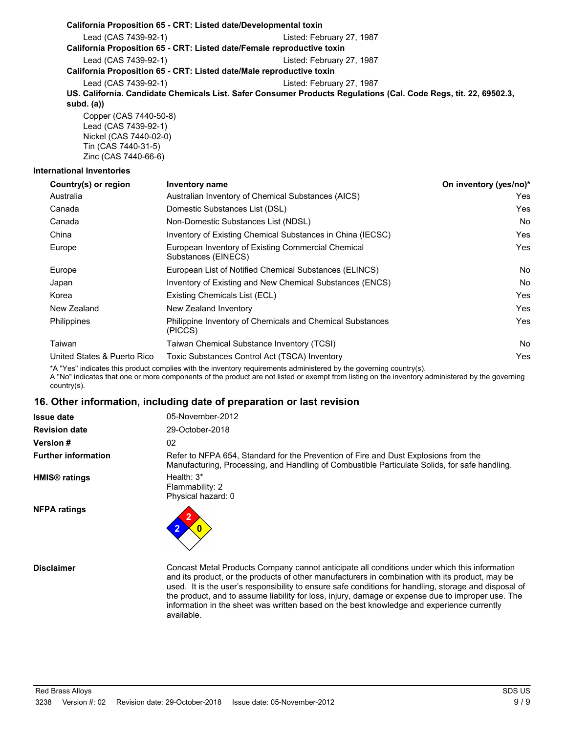**California Proposition 65 - CRT: Listed date/Developmental toxin**

Lead (CAS 7439-92-1) Listed: February 27, 1987

**California Proposition 65 - CRT: Listed date/Female reproductive toxin**

Lead (CAS 7439-92-1) Listed: February 27, 1987

**California Proposition 65 - CRT: Listed date/Male reproductive toxin**

Lead (CAS 7439-92-1) Listed: February 27, 1987

**US. California. Candidate Chemicals List. Safer Consumer Products Regulations (Cal. Code Regs, tit. 22, 69502.3, subd. (a))**

Copper (CAS 7440-50-8)
Lead (CAS 7439-92-1)
Nickel (CAS 7440-02-0)
Tin (CAS 7440-31-5)
Zinc (CAS 7440-66-6)

**International Inventories**

| Country(s) or region | Inventory name | On inventory (yes/no)* |
|---|---|---|
| Australia | Australian Inventory of Chemical Substances (AICS) | Yes |
| Canada | Domestic Substances List (DSL) | Yes |
| Canada | Non-Domestic Substances List (NDSL) | No |
| China | Inventory of Existing Chemical Substances in China (IECSC) | Yes |
| Europe | European Inventory of Existing Commercial Chemical Substances (EINECS) | Yes |
| Europe | European List of Notified Chemical Substances (ELINCS) | No |
| Japan | Inventory of Existing and New Chemical Substances (ENCS) | No |
| Korea | Existing Chemicals List (ECL) | Yes |
| New Zealand | New Zealand Inventory | Yes |
| Philippines | Philippine Inventory of Chemicals and Chemical Substances (PICCS) | Yes |
| Taiwan | Taiwan Chemical Substance Inventory (TCSI) | No |
| United States & Puerto Rico | Toxic Substances Control Act (TSCA) Inventory | Yes |

*A "Yes" indicates this product complies with the inventory requirements administered by the governing country(s).
A "No" indicates that one or more components of the product are not listed or exempt from listing on the inventory administered by the governing country(s).

## 16. Other information, including date of preparation or last revision

**Issue date** 05-November-2012

**Revision date** 29-October-2018

**Version #** 02

**Further information** Refer to NFPA 654, Standard for the Prevention of Fire and Dust Explosions from the Manufacturing, Processing, and Handling of Combustible Particulate Solids, for safe handling.

**HMIS® ratings** Health: 3*
Flammability: 2
Physical hazard: 0

**NFPA ratings**

2
2 0

**Disclaimer** Concast Metal Products Company cannot anticipate all conditions under which this information and its product, or the products of other manufacturers in combination with its product, may be used. It is the user's responsibility to ensure safe conditions for handling, storage and disposal of the product, and to assume liability for loss, injury, damage or expense due to improper use. The information in the sheet was written based on the best knowledge and experience currently available.